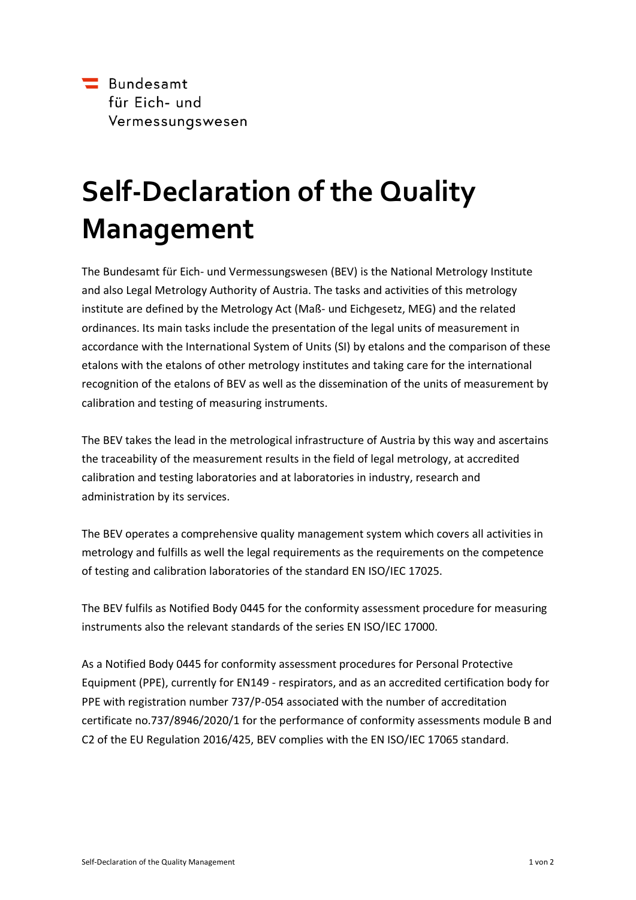Bundesamt
für Eich- und
Vermessungswesen

# Self-Declaration of the Quality Management

The Bundesamt für Eich- und Vermessungswesen (BEV) is the National Metrology Institute and also Legal Metrology Authority of Austria. The tasks and activities of this metrology institute are defined by the Metrology Act (Maß- und Eichgesetz, MEG) and the related ordinances. Its main tasks include the presentation of the legal units of measurement in accordance with the International System of Units (SI) by etalons and the comparison of these etalons with the etalons of other metrology institutes and taking care for the international recognition of the etalons of BEV as well as the dissemination of the units of measurement by calibration and testing of measuring instruments.

The BEV takes the lead in the metrological infrastructure of Austria by this way and ascertains the traceability of the measurement results in the field of legal metrology, at accredited calibration and testing laboratories and at laboratories in industry, research and administration by its services.

The BEV operates a comprehensive quality management system which covers all activities in metrology and fulfills as well the legal requirements as the requirements on the competence of testing and calibration laboratories of the standard EN ISO/IEC 17025.

The BEV fulfils as Notified Body 0445 for the conformity assessment procedure for measuring instruments also the relevant standards of the series EN ISO/IEC 17000.

As a Notified Body 0445 for conformity assessment procedures for Personal Protective Equipment (PPE), currently for EN149 - respirators, and as an accredited certification body for PPE with registration number 737/P-054 associated with the number of accreditation certificate no.737/8946/2020/1 for the performance of conformity assessments module B and C2 of the EU Regulation 2016/425, BEV complies with the EN ISO/IEC 17065 standard.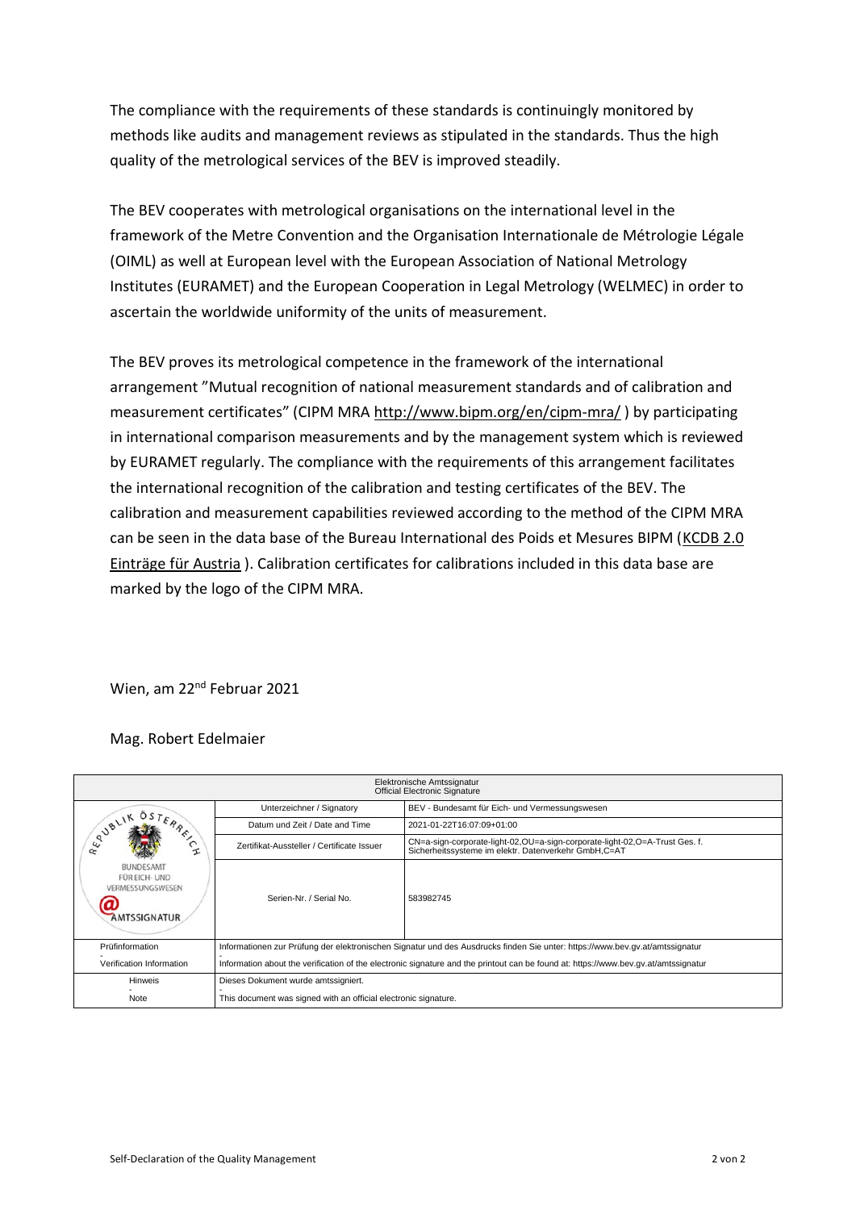The compliance with the requirements of these standards is continuingly monitored by methods like audits and management reviews as stipulated in the standards. Thus the high quality of the metrological services of the BEV is improved steadily.

The BEV cooperates with metrological organisations on the international level in the framework of the Metre Convention and the Organisation Internationale de Métrologie Légale (OIML) as well at European level with the European Association of National Metrology Institutes (EURAMET) and the European Cooperation in Legal Metrology (WELMEC) in order to ascertain the worldwide uniformity of the units of measurement.

The BEV proves its metrological competence in the framework of the international arrangement "Mutual recognition of national measurement standards and of calibration and measurement certificates" (CIPM MRA http://www.bipm.org/en/cipm-mra/ ) by participating in international comparison measurements and by the management system which is reviewed by EURAMET regularly. The compliance with the requirements of this arrangement facilitates the international recognition of the calibration and testing certificates of the BEV. The calibration and measurement capabilities reviewed according to the method of the CIPM MRA can be seen in the data base of the Bureau International des Poids et Mesures BIPM (KCDB 2.0 Einträge für Austria ). Calibration certificates for calibrations included in this data base are marked by the logo of the CIPM MRA.

Wien, am 22nd Februar 2021

Mag. Robert Edelmaier

| Elektronische Amtssignatur<br>Official Electronic Signature | | |
|---|---|---|
| REPUBLIK ÖSTERREICH<br>BUNDESAMT FÜR EICH- UND VERMESSUNGSWESEN<br>AMTSSIGNATUR | Unterzeichner / Signatory | BEV - Bundesamt für Eich- und Vermessungswesen |
| | Datum und Zeit / Date and Time | 2021-01-22T16:07:09+01:00 |
| | Zertifikat-Aussteller / Certificate Issuer | CN=a-sign-corporate-light-02,OU=a-sign-corporate-light-02,O=A-Trust Ges. f. Sicherheitssysteme im elektr. Datenverkehr GmbH,C=AT |
| | Serien-Nr. / Serial No. | 583982745 |
| Prüfinformation<br>-<br>Verification Information | Informationen zur Prüfung der elektronischen Signatur und des Ausdrucks finden Sie unter: https://www.bev.gv.at/amtssignatur<br>-<br>Information about the verification of the electronic signature and the printout can be found at: https://www.bev.gv.at/amtssignatur | |
| Hinweis<br>-<br>Note | Dieses Dokument wurde amtssigniert.<br>-<br>This document was signed with an official electronic signature. | |